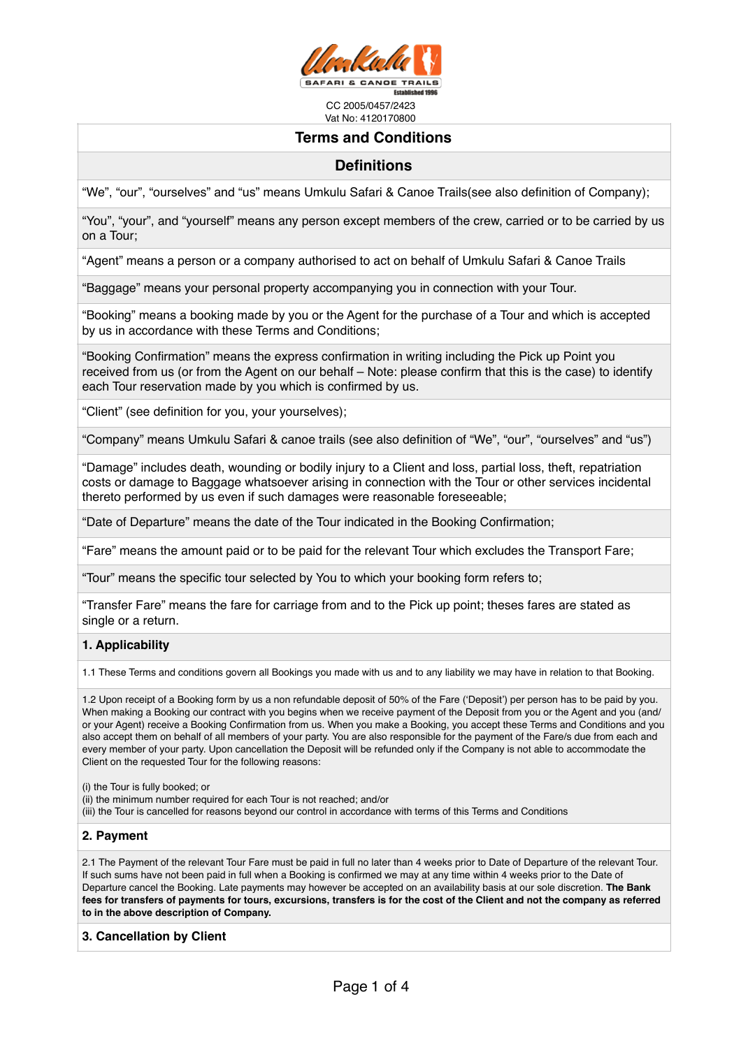CC 2005/0457/2423
Vat No: 4120170800

# Terms and Conditions

## Definitions

“We”, “our”, “ourselves” and “us” means Umkulu Safari & Canoe Trails(see also definition of Company);

“You”, “your”, and “yourself” means any person except members of the crew, carried or to be carried by us on a Tour;

“Agent” means a person or a company authorised to act on behalf of Umkulu Safari & Canoe Trails

“Baggage” means your personal property accompanying you in connection with your Tour.

“Booking” means a booking made by you or the Agent for the purchase of a Tour and which is accepted by us in accordance with these Terms and Conditions;

“Booking Confirmation” means the express confirmation in writing including the Pick up Point you received from us (or from the Agent on our behalf – Note: please confirm that this is the case) to identify each Tour reservation made by you which is confirmed by us.

“Client” (see definition for you, your yourselves);

“Company” means Umkulu Safari & canoe trails (see also definition of “We”, “our”, “ourselves” and “us”)

“Damage” includes death, wounding or bodily injury to a Client and loss, partial loss, theft, repatriation costs or damage to Baggage whatsoever arising in connection with the Tour or other services incidental thereto performed by us even if such damages were reasonable foreseeable;

“Date of Departure” means the date of the Tour indicated in the Booking Confirmation;

“Fare” means the amount paid or to be paid for the relevant Tour which excludes the Transport Fare;

“Tour” means the specific tour selected by You to which your booking form refers to;

“Transfer Fare” means the fare for carriage from and to the Pick up point; theses fares are stated as single or a return.

### 1. Applicability

1.1 These Terms and conditions govern all Bookings you made with us and to any liability we may have in relation to that Booking.

1.2 Upon receipt of a Booking form by us a non refundable deposit of 50% of the Fare (‘Deposit’) per person has to be paid by you. When making a Booking our contract with you begins when we receive payment of the Deposit from you or the Agent and you (and/ or your Agent) receive a Booking Confirmation from us. When you make a Booking, you accept these Terms and Conditions and you also accept them on behalf of all members of your party. You are also responsible for the payment of the Fare/s due from each and every member of your party. Upon cancellation the Deposit will be refunded only if the Company is not able to accommodate the Client on the requested Tour for the following reasons:

(i) the Tour is fully booked; or
(ii) the minimum number required for each Tour is not reached; and/or
(iii) the Tour is cancelled for reasons beyond our control in accordance with terms of this Terms and Conditions

### 2. Payment

2.1 The Payment of the relevant Tour Fare must be paid in full no later than 4 weeks prior to Date of Departure of the relevant Tour. If such sums have not been paid in full when a Booking is confirmed we may at any time within 4 weeks prior to the Date of Departure cancel the Booking. Late payments may however be accepted on an availability basis at our sole discretion. **The Bank fees for transfers of payments for tours, excursions, transfers is for the cost of the Client and not the company as referred to in the above description of Company.**

### 3. Cancellation by Client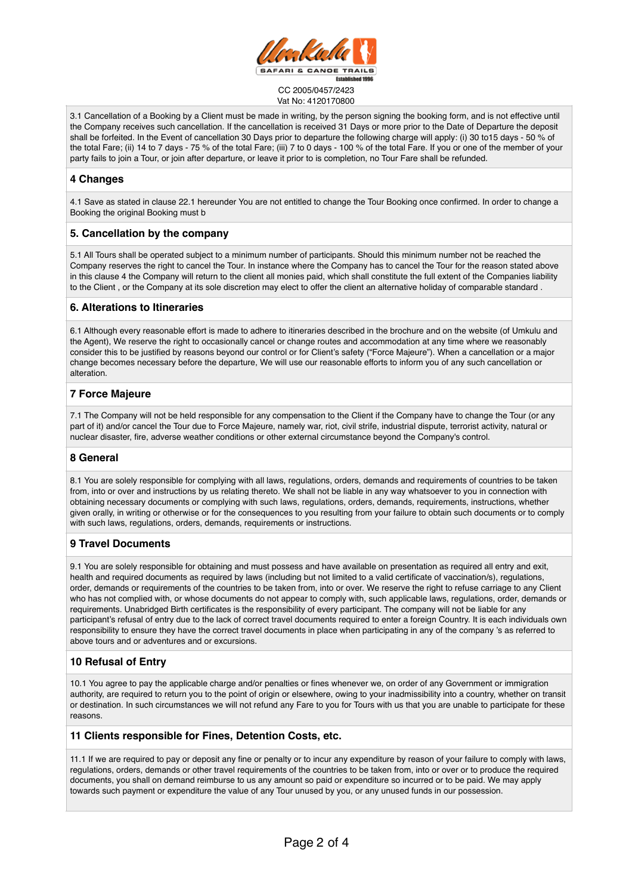CC 2005/0457/2423
Vat No: 4120170800

3.1 Cancellation of a Booking by a Client must be made in writing, by the person signing the booking form, and is not effective until the Company receives such cancellation. If the cancellation is received 31 Days or more prior to the Date of Departure the deposit shall be forfeited. In the Event of cancellation 30 Days prior to departure the following charge will apply: (i) 30 to15 days - 50 % of the total Fare; (ii) 14 to 7 days - 75 % of the total Fare; (iii) 7 to 0 days - 100 % of the total Fare. If you or one of the member of your party fails to join a Tour, or join after departure, or leave it prior to is completion, no Tour Fare shall be refunded.

## 4 Changes

4.1 Save as stated in clause 22.1 hereunder You are not entitled to change the Tour Booking once confirmed. In order to change a Booking the original Booking must b

## 5. Cancellation by the company

5.1 All Tours shall be operated subject to a minimum number of participants. Should this minimum number not be reached the Company reserves the right to cancel the Tour. In instance where the Company has to cancel the Tour for the reason stated above in this clause 4 the Company will return to the client all monies paid, which shall constitute the full extent of the Companies liability to the Client , or the Company at its sole discretion may elect to offer the client an alternative holiday of comparable standard .

## 6. Alterations to Itineraries

6.1 Although every reasonable effort is made to adhere to itineraries described in the brochure and on the website (of Umkulu and the Agent), We reserve the right to occasionally cancel or change routes and accommodation at any time where we reasonably consider this to be justified by reasons beyond our control or for Client's safety ("Force Majeure"). When a cancellation or a major change becomes necessary before the departure, We will use our reasonable efforts to inform you of any such cancellation or alteration.

## 7 Force Majeure

7.1 The Company will not be held responsible for any compensation to the Client if the Company have to change the Tour (or any part of it) and/or cancel the Tour due to Force Majeure, namely war, riot, civil strife, industrial dispute, terrorist activity, natural or nuclear disaster, fire, adverse weather conditions or other external circumstance beyond the Company's control.

## 8 General

8.1 You are solely responsible for complying with all laws, regulations, orders, demands and requirements of countries to be taken from, into or over and instructions by us relating thereto. We shall not be liable in any way whatsoever to you in connection with obtaining necessary documents or complying with such laws, regulations, orders, demands, requirements, instructions, whether given orally, in writing or otherwise or for the consequences to you resulting from your failure to obtain such documents or to comply with such laws, regulations, orders, demands, requirements or instructions.

## 9 Travel Documents

9.1 You are solely responsible for obtaining and must possess and have available on presentation as required all entry and exit, health and required documents as required by laws (including but not limited to a valid certificate of vaccination/s), regulations, order, demands or requirements of the countries to be taken from, into or over. We reserve the right to refuse carriage to any Client who has not complied with, or whose documents do not appear to comply with, such applicable laws, regulations, order, demands or requirements. Unabridged Birth certificates is the responsibility of every participant. The company will not be liable for any participant's refusal of entry due to the lack of correct travel documents required to enter a foreign Country. It is each individuals own responsibility to ensure they have the correct travel documents in place when participating in any of the company 's as referred to above tours and or adventures and or excursions.

## 10 Refusal of Entry

10.1 You agree to pay the applicable charge and/or penalties or fines whenever we, on order of any Government or immigration authority, are required to return you to the point of origin or elsewhere, owing to your inadmissibility into a country, whether on transit or destination. In such circumstances we will not refund any Fare to you for Tours with us that you are unable to participate for these reasons.

## 11 Clients responsible for Fines, Detention Costs, etc.

11.1 If we are required to pay or deposit any fine or penalty or to incur any expenditure by reason of your failure to comply with laws, regulations, orders, demands or other travel requirements of the countries to be taken from, into or over or to produce the required documents, you shall on demand reimburse to us any amount so paid or expenditure so incurred or to be paid. We may apply towards such payment or expenditure the value of any Tour unused by you, or any unused funds in our possession.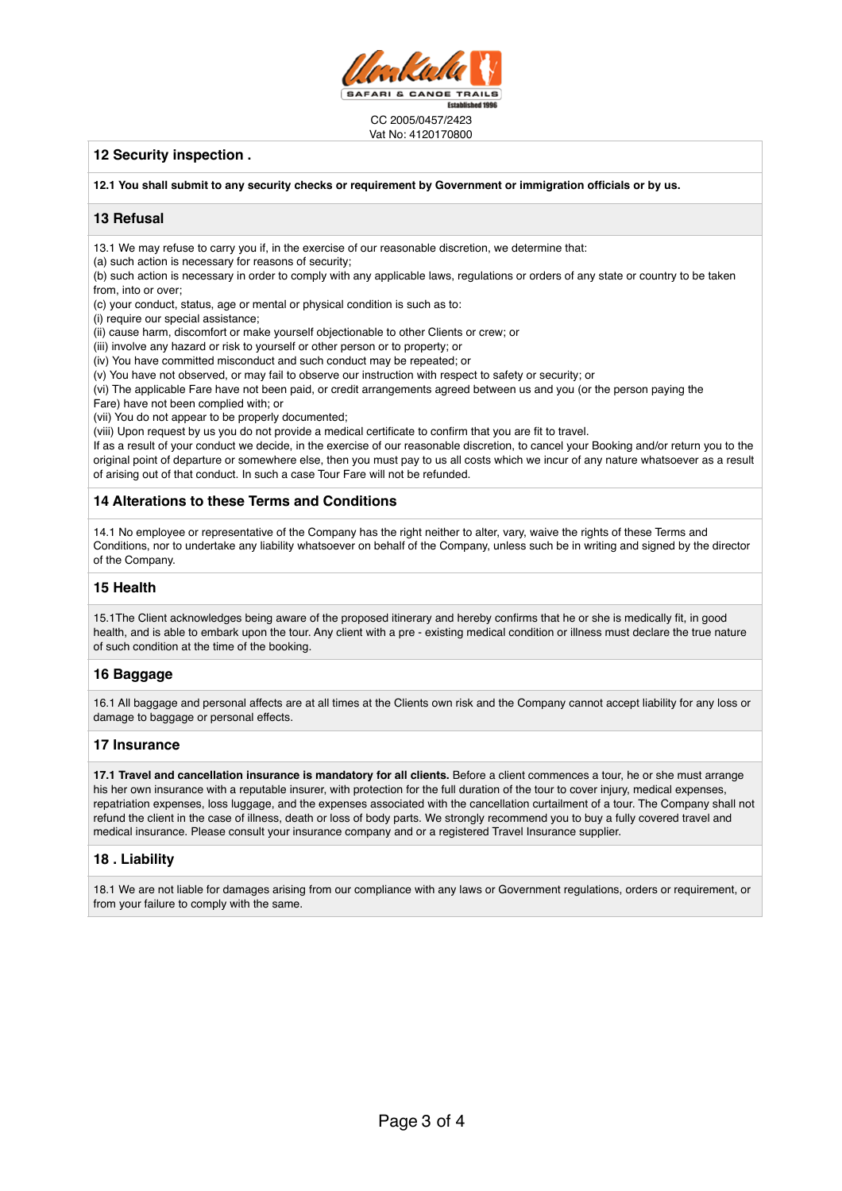CC 2005/0457/2423
Vat No: 4120170800

## 12 Security inspection .

**12.1 You shall submit to any security checks or requirement by Government or immigration officials or by us.**

## 13 Refusal

13.1 We may refuse to carry you if, in the exercise of our reasonable discretion, we determine that:
(a) such action is necessary for reasons of security;
(b) such action is necessary in order to comply with any applicable laws, regulations or orders of any state or country to be taken from, into or over;
(c) your conduct, status, age or mental or physical condition is such as to:
(i) require our special assistance;
(ii) cause harm, discomfort or make yourself objectionable to other Clients or crew; or
(iii) involve any hazard or risk to yourself or other person or to property; or
(iv) You have committed misconduct and such conduct may be repeated; or
(v) You have not observed, or may fail to observe our instruction with respect to safety or security; or
(vi) The applicable Fare have not been paid, or credit arrangements agreed between us and you (or the person paying the Fare) have not been complied with; or
(vii) You do not appear to be properly documented;
(viii) Upon request by us you do not provide a medical certificate to confirm that you are fit to travel.
If as a result of your conduct we decide, in the exercise of our reasonable discretion, to cancel your Booking and/or return you to the original point of departure or somewhere else, then you must pay to us all costs which we incur of any nature whatsoever as a result of arising out of that conduct. In such a case Tour Fare will not be refunded.

## 14 Alterations to these Terms and Conditions

14.1 No employee or representative of the Company has the right neither to alter, vary, waive the rights of these Terms and Conditions, nor to undertake any liability whatsoever on behalf of the Company, unless such be in writing and signed by the director of the Company.

## 15 Health

15.1The Client acknowledges being aware of the proposed itinerary and hereby confirms that he or she is medically fit, in good health, and is able to embark upon the tour. Any client with a pre - existing medical condition or illness must declare the true nature of such condition at the time of the booking.

## 16 Baggage

16.1 All baggage and personal affects are at all times at the Clients own risk and the Company cannot accept liability for any loss or damage to baggage or personal effects.

## 17 Insurance

**17.1 Travel and cancellation insurance is mandatory for all clients.** Before a client commences a tour, he or she must arrange his her own insurance with a reputable insurer, with protection for the full duration of the tour to cover injury, medical expenses, repatriation expenses, loss luggage, and the expenses associated with the cancellation curtailment of a tour. The Company shall not refund the client in the case of illness, death or loss of body parts. We strongly recommend you to buy a fully covered travel and medical insurance. Please consult your insurance company and or a registered Travel Insurance supplier.

## 18 . Liability

18.1 We are not liable for damages arising from our compliance with any laws or Government regulations, orders or requirement, or from your failure to comply with the same.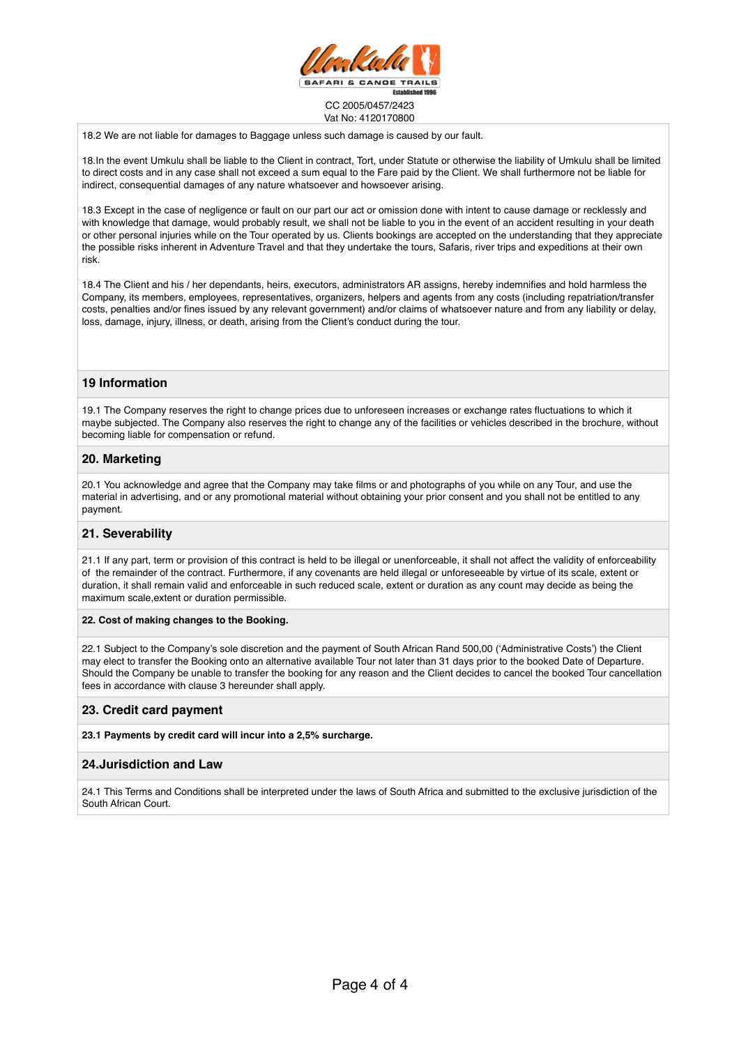CC 2005/0457/2423
Vat No: 4120170800

18.2 We are not liable for damages to Baggage unless such damage is caused by our fault.

18.In the event Umkulu shall be liable to the Client in contract, Tort, under Statute or otherwise the liability of Umkulu shall be limited to direct costs and in any case shall not exceed a sum equal to the Fare paid by the Client. We shall furthermore not be liable for indirect, consequential damages of any nature whatsoever and howsoever arising.

18.3 Except in the case of negligence or fault on our part our act or omission done with intent to cause damage or recklessly and with knowledge that damage, would probably result, we shall not be liable to you in the event of an accident resulting in your death or other personal injuries while on the Tour operated by us. Clients bookings are accepted on the understanding that they appreciate the possible risks inherent in Adventure Travel and that they undertake the tours, Safaris, river trips and expeditions at their own risk.

18.4 The Client and his / her dependants, heirs, executors, administrators AR assigns, hereby indemnifies and hold harmless the Company, its members, employees, representatives, organizers, helpers and agents from any costs (including repatriation/transfer costs, penalties and/or fines issued by any relevant government) and/or claims of whatsoever nature and from any liability or delay, loss, damage, injury, illness, or death, arising from the Client's conduct during the tour.

## 19 Information

19.1 The Company reserves the right to change prices due to unforeseen increases or exchange rates fluctuations to which it maybe subjected. The Company also reserves the right to change any of the facilities or vehicles described in the brochure, without becoming liable for compensation or refund.

## 20. Marketing

20.1 You acknowledge and agree that the Company may take films or and photographs of you while on any Tour, and use the material in advertising, and or any promotional material without obtaining your prior consent and you shall not be entitled to any payment.

## 21. Severability

21.1 If any part, term or provision of this contract is held to be illegal or unenforceable, it shall not affect the validity of enforceability of the remainder of the contract. Furthermore, if any covenants are held illegal or unforeseeable by virtue of its scale, extent or duration, it shall remain valid and enforceable in such reduced scale, extent or duration as any count may decide as being the maximum scale,extent or duration permissible.

## 22. Cost of making changes to the Booking.

22.1 Subject to the Company's sole discretion and the payment of South African Rand 500,00 ('Administrative Costs') the Client may elect to transfer the Booking onto an alternative available Tour not later than 31 days prior to the booked Date of Departure. Should the Company be unable to transfer the booking for any reason and the Client decides to cancel the booked Tour cancellation fees in accordance with clause 3 hereunder shall apply.

## 23. Credit card payment

**23.1 Payments by credit card will incur into a 2,5% surcharge.**

## 24.Jurisdiction and Law

24.1 This Terms and Conditions shall be interpreted under the laws of South Africa and submitted to the exclusive jurisdiction of the South African Court.